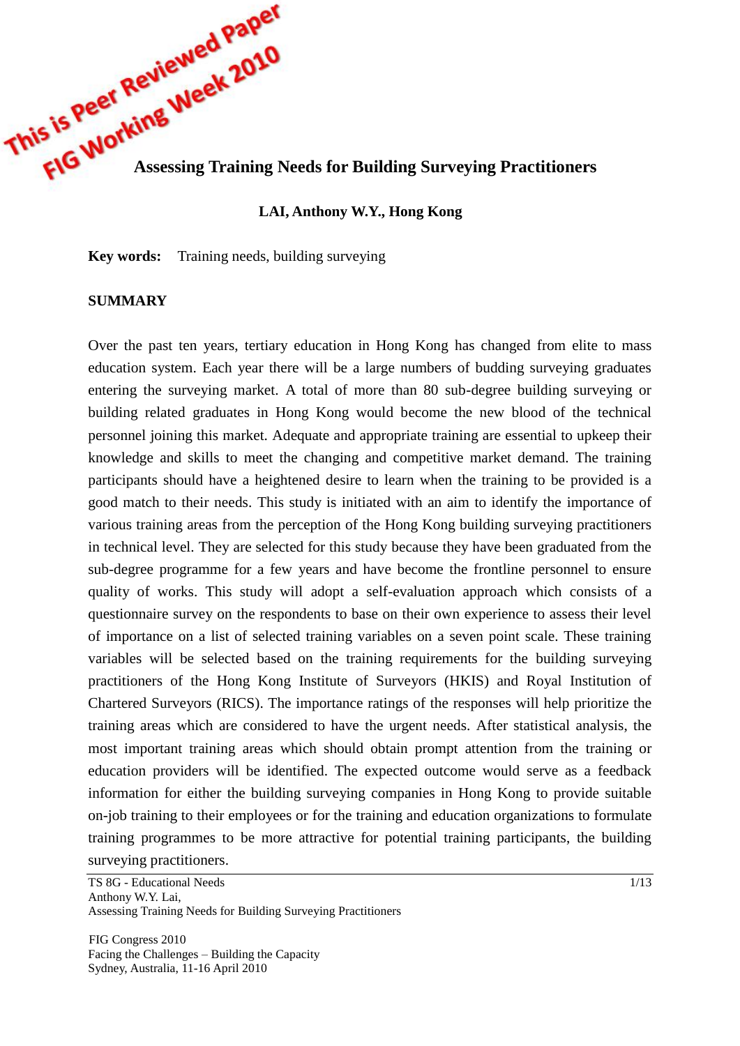This is Peer Reviewed Paper
FIG Working Week 2010

# Assessing Training Needs for Building Surveying Practitioners

**LAI, Anthony W.Y., Hong Kong**

**Key words:** Training needs, building surveying

## SUMMARY

Over the past ten years, tertiary education in Hong Kong has changed from elite to mass education system. Each year there will be a large numbers of budding surveying graduates entering the surveying market. A total of more than 80 sub-degree building surveying or building related graduates in Hong Kong would become the new blood of the technical personnel joining this market. Adequate and appropriate training are essential to upkeep their knowledge and skills to meet the changing and competitive market demand. The training participants should have a heightened desire to learn when the training to be provided is a good match to their needs. This study is initiated with an aim to identify the importance of various training areas from the perception of the Hong Kong building surveying practitioners in technical level. They are selected for this study because they have been graduated from the sub-degree programme for a few years and have become the frontline personnel to ensure quality of works. This study will adopt a self-evaluation approach which consists of a questionnaire survey on the respondents to base on their own experience to assess their level of importance on a list of selected training variables on a seven point scale. These training variables will be selected based on the training requirements for the building surveying practitioners of the Hong Kong Institute of Surveyors (HKIS) and Royal Institution of Chartered Surveyors (RICS). The importance ratings of the responses will help prioritize the training areas which are considered to have the urgent needs. After statistical analysis, the most important training areas which should obtain prompt attention from the training or education providers will be identified. The expected outcome would serve as a feedback information for either the building surveying companies in Hong Kong to provide suitable on-job training to their employees or for the training and education organizations to formulate training programmes to be more attractive for potential training participants, the building surveying practitioners.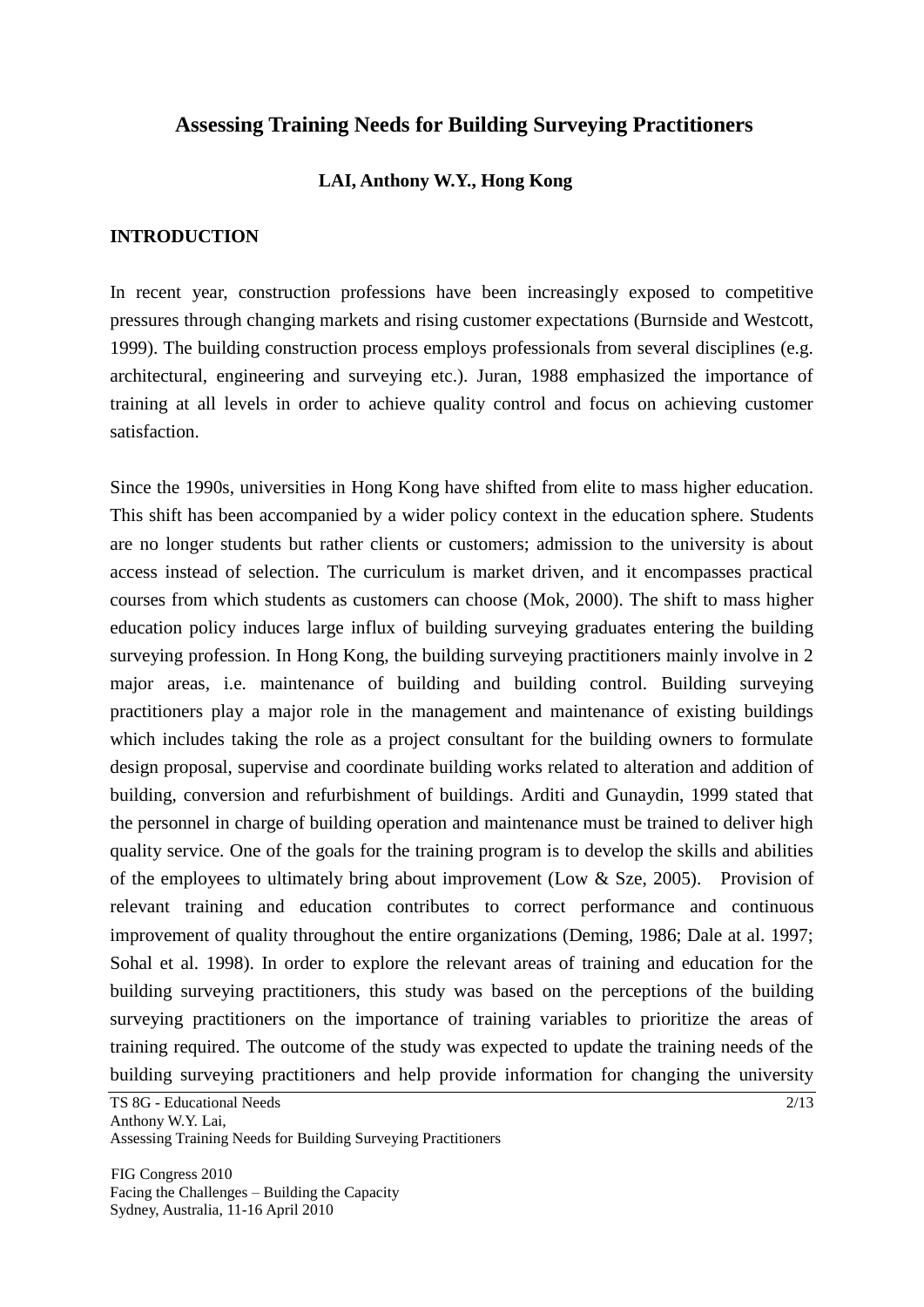# Assessing Training Needs for Building Surveying Practitioners

**LAI, Anthony W.Y., Hong Kong**

## INTRODUCTION

In recent year, construction professions have been increasingly exposed to competitive pressures through changing markets and rising customer expectations (Burnside and Westcott, 1999). The building construction process employs professionals from several disciplines (e.g. architectural, engineering and surveying etc.). Juran, 1988 emphasized the importance of training at all levels in order to achieve quality control and focus on achieving customer satisfaction.

Since the 1990s, universities in Hong Kong have shifted from elite to mass higher education. This shift has been accompanied by a wider policy context in the education sphere. Students are no longer students but rather clients or customers; admission to the university is about access instead of selection. The curriculum is market driven, and it encompasses practical courses from which students as customers can choose (Mok, 2000). The shift to mass higher education policy induces large influx of building surveying graduates entering the building surveying profession. In Hong Kong, the building surveying practitioners mainly involve in 2 major areas, i.e. maintenance of building and building control. Building surveying practitioners play a major role in the management and maintenance of existing buildings which includes taking the role as a project consultant for the building owners to formulate design proposal, supervise and coordinate building works related to alteration and addition of building, conversion and refurbishment of buildings. Arditi and Gunaydin, 1999 stated that the personnel in charge of building operation and maintenance must be trained to deliver high quality service. One of the goals for the training program is to develop the skills and abilities of the employees to ultimately bring about improvement (Low & Sze, 2005). Provision of relevant training and education contributes to correct performance and continuous improvement of quality throughout the entire organizations (Deming, 1986; Dale at al. 1997; Sohal et al. 1998). In order to explore the relevant areas of training and education for the building surveying practitioners, this study was based on the perceptions of the building surveying practitioners on the importance of training variables to prioritize the areas of training required. The outcome of the study was expected to update the training needs of the building surveying practitioners and help provide information for changing the university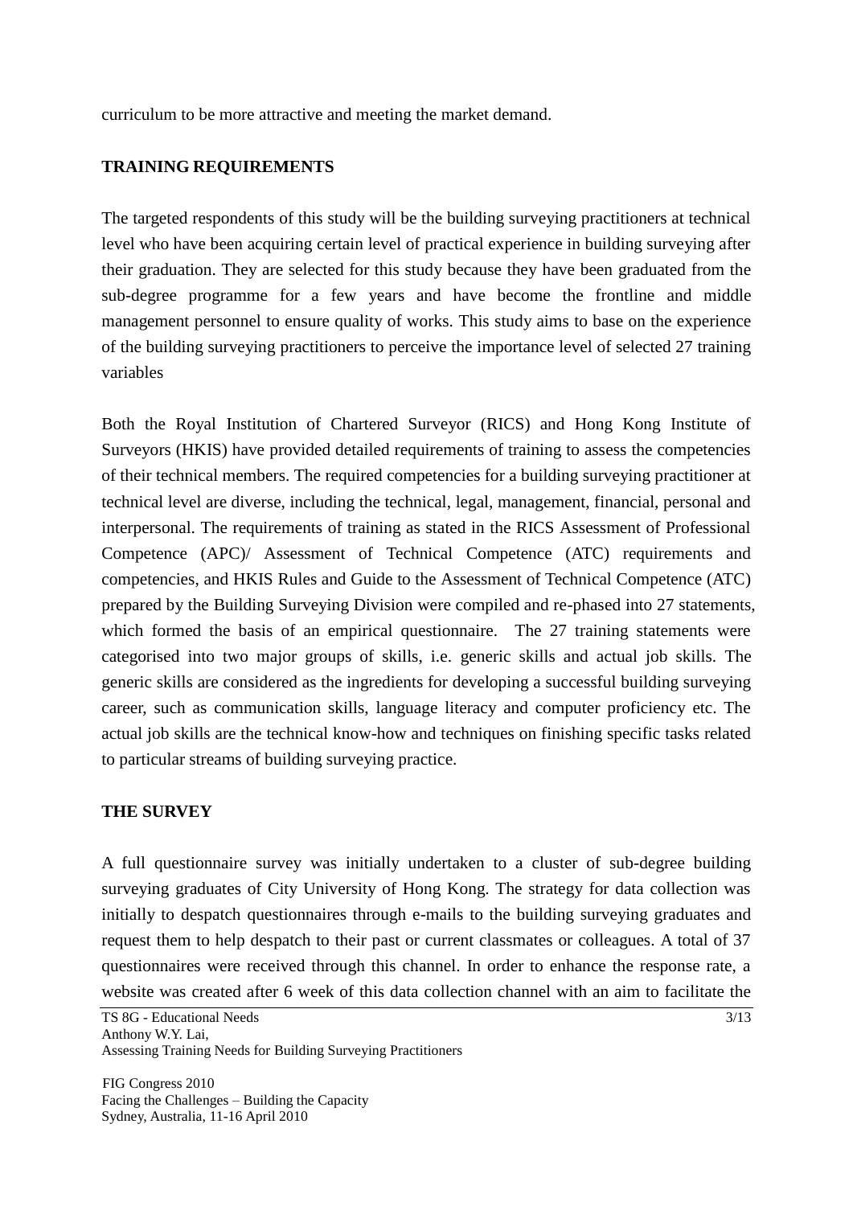curriculum to be more attractive and meeting the market demand.

## TRAINING REQUIREMENTS

The targeted respondents of this study will be the building surveying practitioners at technical level who have been acquiring certain level of practical experience in building surveying after their graduation. They are selected for this study because they have been graduated from the sub-degree programme for a few years and have become the frontline and middle management personnel to ensure quality of works. This study aims to base on the experience of the building surveying practitioners to perceive the importance level of selected 27 training variables

Both the Royal Institution of Chartered Surveyor (RICS) and Hong Kong Institute of Surveyors (HKIS) have provided detailed requirements of training to assess the competencies of their technical members. The required competencies for a building surveying practitioner at technical level are diverse, including the technical, legal, management, financial, personal and interpersonal. The requirements of training as stated in the RICS Assessment of Professional Competence (APC)/ Assessment of Technical Competence (ATC) requirements and competencies, and HKIS Rules and Guide to the Assessment of Technical Competence (ATC) prepared by the Building Surveying Division were compiled and re-phased into 27 statements, which formed the basis of an empirical questionnaire. The 27 training statements were categorised into two major groups of skills, i.e. generic skills and actual job skills. The generic skills are considered as the ingredients for developing a successful building surveying career, such as communication skills, language literacy and computer proficiency etc. The actual job skills are the technical know-how and techniques on finishing specific tasks related to particular streams of building surveying practice.

## THE SURVEY

A full questionnaire survey was initially undertaken to a cluster of sub-degree building surveying graduates of City University of Hong Kong. The strategy for data collection was initially to despatch questionnaires through e-mails to the building surveying graduates and request them to help despatch to their past or current classmates or colleagues. A total of 37 questionnaires were received through this channel. In order to enhance the response rate, a website was created after 6 week of this data collection channel with an aim to facilitate the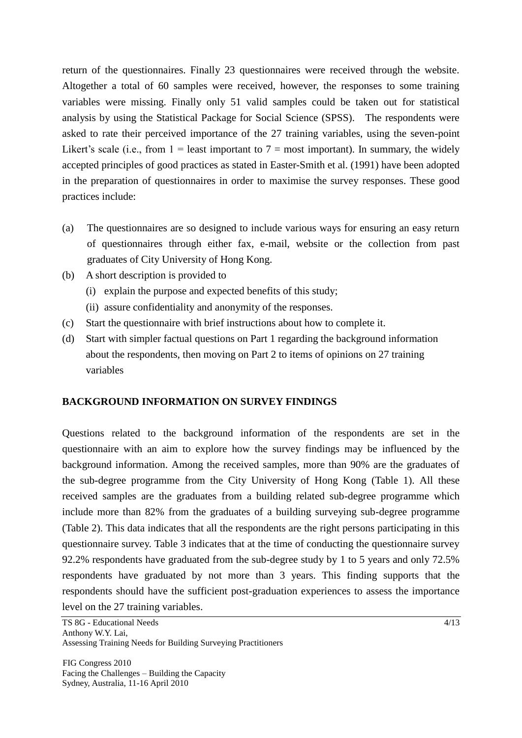return of the questionnaires. Finally 23 questionnaires were received through the website. Altogether a total of 60 samples were received, however, the responses to some training variables were missing. Finally only 51 valid samples could be taken out for statistical analysis by using the Statistical Package for Social Science (SPSS). The respondents were asked to rate their perceived importance of the 27 training variables, using the seven-point Likert's scale (i.e., from 1 = least important to 7 = most important). In summary, the widely accepted principles of good practices as stated in Easter-Smith et al. (1991) have been adopted in the preparation of questionnaires in order to maximise the survey responses. These good practices include:

(a) The questionnaires are so designed to include various ways for ensuring an easy return of questionnaires through either fax, e-mail, website or the collection from past graduates of City University of Hong Kong.

(b) A short description is provided to
   (i) explain the purpose and expected benefits of this study;
   (ii) assure confidentiality and anonymity of the responses.

(c) Start the questionnaire with brief instructions about how to complete it.

(d) Start with simpler factual questions on Part 1 regarding the background information about the respondents, then moving on Part 2 to items of opinions on 27 training variables

## BACKGROUND INFORMATION ON SURVEY FINDINGS

Questions related to the background information of the respondents are set in the questionnaire with an aim to explore how the survey findings may be influenced by the background information. Among the received samples, more than 90% are the graduates of the sub-degree programme from the City University of Hong Kong (Table 1). All these received samples are the graduates from a building related sub-degree programme which include more than 82% from the graduates of a building surveying sub-degree programme (Table 2). This data indicates that all the respondents are the right persons participating in this questionnaire survey. Table 3 indicates that at the time of conducting the questionnaire survey 92.2% respondents have graduated from the sub-degree study by 1 to 5 years and only 72.5% respondents have graduated by not more than 3 years. This finding supports that the respondents should have the sufficient post-graduation experiences to assess the importance level on the 27 training variables.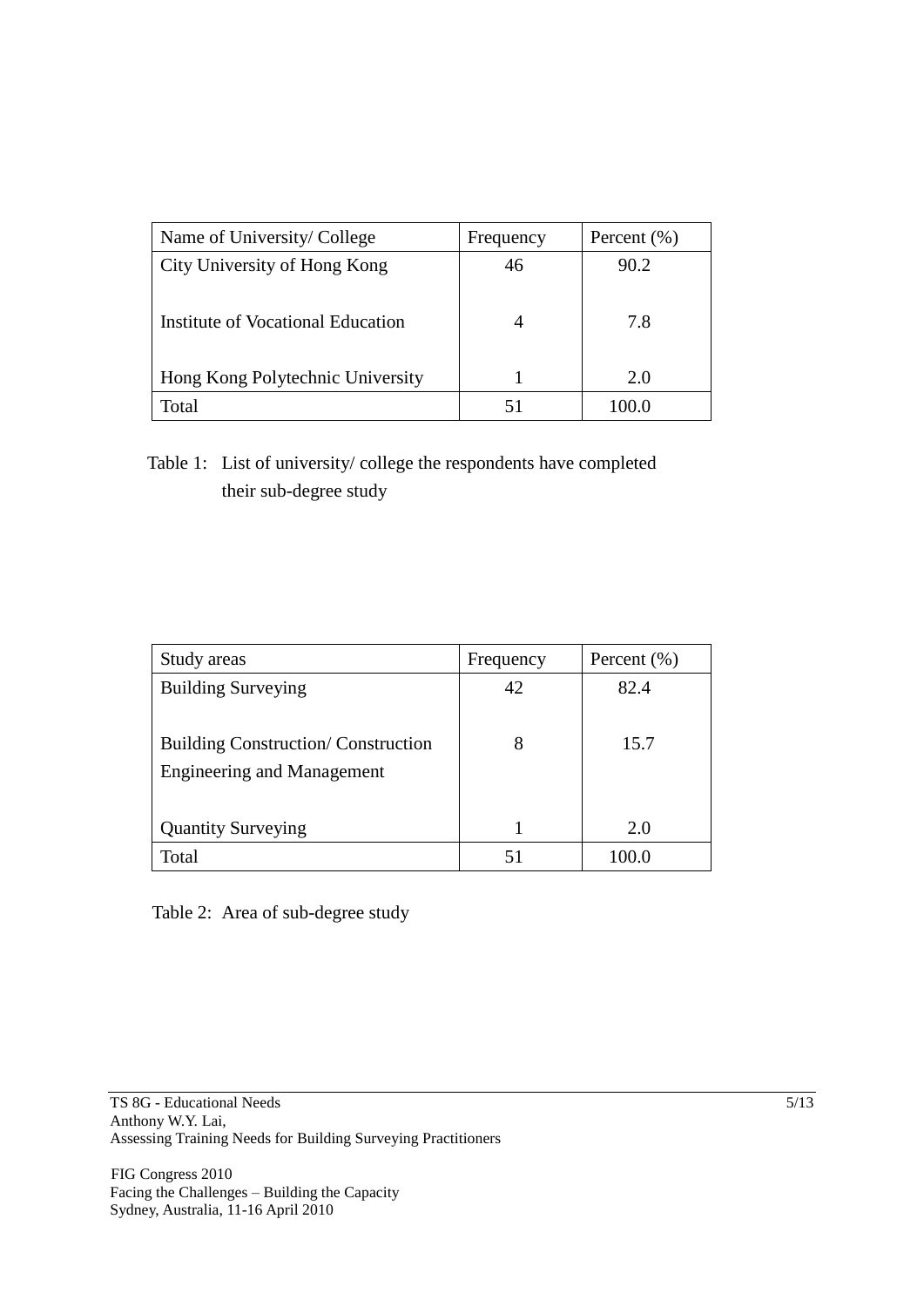| Name of University/ College | Frequency | Percent (%) |
|---|---|---|
| City University of Hong Kong | 46 | 90.2 |
| Institute of Vocational Education | 4 | 7.8 |
| Hong Kong Polytechnic University | 1 | 2.0 |
| Total | 51 | 100.0 |

Table 1: List of university/ college the respondents have completed their sub-degree study

| Study areas | Frequency | Percent (%) |
|---|---|---|
| Building Surveying | 42 | 82.4 |
| Building Construction/ Construction Engineering and Management | 8 | 15.7 |
| Quantity Surveying | 1 | 2.0 |
| Total | 51 | 100.0 |

Table 2: Area of sub-degree study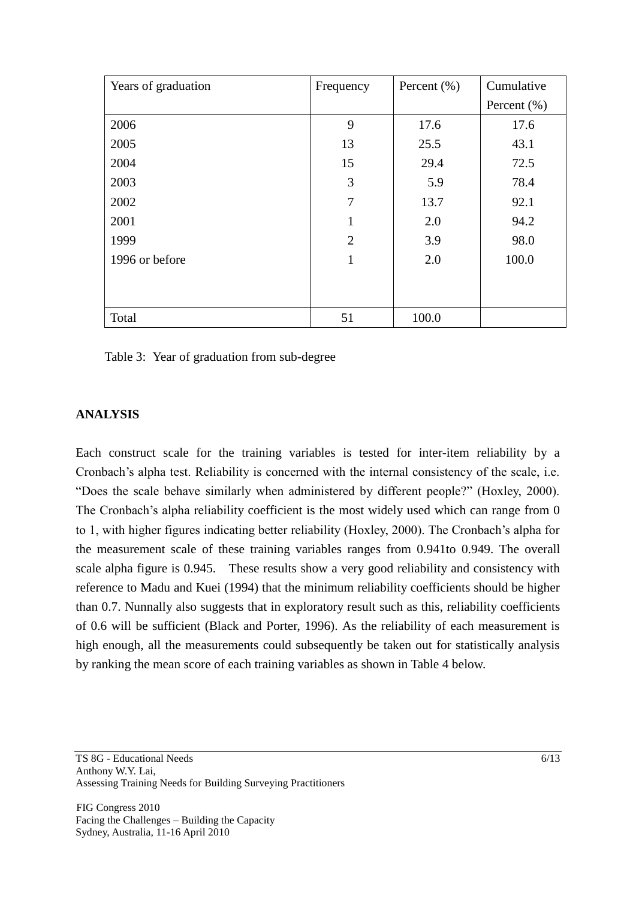| Years of graduation | Frequency | Percent (%) | Cumulative Percent (%) |
|---|---|---|---|
| 2006 | 9 | 17.6 | 17.6 |
| 2005 | 13 | 25.5 | 43.1 |
| 2004 | 15 | 29.4 | 72.5 |
| 2003 | 3 | 5.9 | 78.4 |
| 2002 | 7 | 13.7 | 92.1 |
| 2001 | 1 | 2.0 | 94.2 |
| 1999 | 2 | 3.9 | 98.0 |
| 1996 or before | 1 | 2.0 | 100.0 |
| Total | 51 | 100.0 | |

Table 3: Year of graduation from sub-degree

**ANALYSIS**

Each construct scale for the training variables is tested for inter-item reliability by a Cronbach's alpha test. Reliability is concerned with the internal consistency of the scale, i.e. "Does the scale behave similarly when administered by different people?" (Hoxley, 2000). The Cronbach's alpha reliability coefficient is the most widely used which can range from 0 to 1, with higher figures indicating better reliability (Hoxley, 2000). The Cronbach's alpha for the measurement scale of these training variables ranges from 0.941to 0.949. The overall scale alpha figure is 0.945. These results show a very good reliability and consistency with reference to Madu and Kuei (1994) that the minimum reliability coefficients should be higher than 0.7. Nunnally also suggests that in exploratory result such as this, reliability coefficients of 0.6 will be sufficient (Black and Porter, 1996). As the reliability of each measurement is high enough, all the measurements could subsequently be taken out for statistically analysis by ranking the mean score of each training variables as shown in Table 4 below.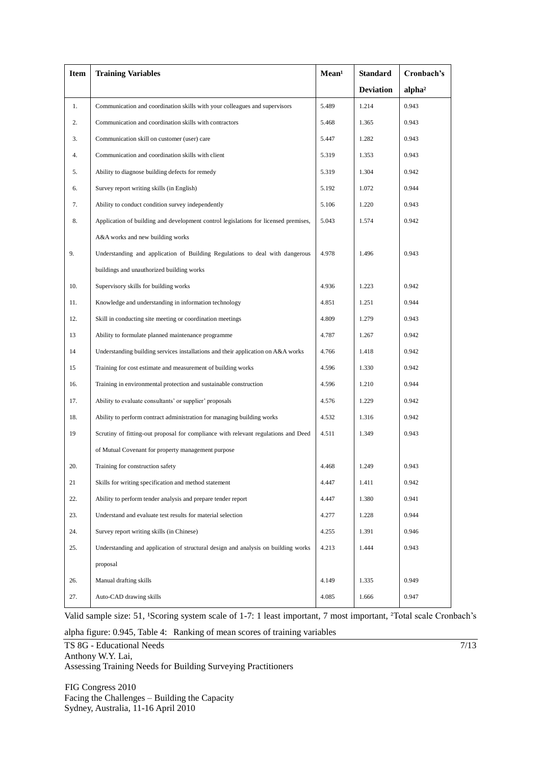| Item | Training Variables | Mean[1] | Standard Deviation | Cronbach's alpha[2] |
|---|---|---|---|---|
| 1. | Communication and coordination skills with your colleagues and supervisors | 5.489 | 1.214 | 0.943 |
| 2. | Communication and coordination skills with contractors | 5.468 | 1.365 | 0.943 |
| 3. | Communication skill on customer (user) care | 5.447 | 1.282 | 0.943 |
| 4. | Communication and coordination skills with client | 5.319 | 1.353 | 0.943 |
| 5. | Ability to diagnose building defects for remedy | 5.319 | 1.304 | 0.942 |
| 6. | Survey report writing skills (in English) | 5.192 | 1.072 | 0.944 |
| 7. | Ability to conduct condition survey independently | 5.106 | 1.220 | 0.943 |
| 8. | Application of building and development control legislations for licensed premises, A&A works and new building works | 5.043 | 1.574 | 0.942 |
| 9. | Understanding and application of Building Regulations to deal with dangerous buildings and unauthorized building works | 4.978 | 1.496 | 0.943 |
| 10. | Supervisory skills for building works | 4.936 | 1.223 | 0.942 |
| 11. | Knowledge and understanding in information technology | 4.851 | 1.251 | 0.944 |
| 12. | Skill in conducting site meeting or coordination meetings | 4.809 | 1.279 | 0.943 |
| 13 | Ability to formulate planned maintenance programme | 4.787 | 1.267 | 0.942 |
| 14 | Understanding building services installations and their application on A&A works | 4.766 | 1.418 | 0.942 |
| 15 | Training for cost estimate and measurement of building works | 4.596 | 1.330 | 0.942 |
| 16. | Training in environmental protection and sustainable construction | 4.596 | 1.210 | 0.944 |
| 17. | Ability to evaluate consultants' or supplier' proposals | 4.576 | 1.229 | 0.942 |
| 18. | Ability to perform contract administration for managing building works | 4.532 | 1.316 | 0.942 |
| 19 | Scrutiny of fitting-out proposal for compliance with relevant regulations and Deed of Mutual Covenant for property management purpose | 4.511 | 1.349 | 0.943 |
| 20. | Training for construction safety | 4.468 | 1.249 | 0.943 |
| 21 | Skills for writing specification and method statement | 4.447 | 1.411 | 0.942 |
| 22. | Ability to perform tender analysis and prepare tender report | 4.447 | 1.380 | 0.941 |
| 23. | Understand and evaluate test results for material selection | 4.277 | 1.228 | 0.944 |
| 24. | Survey report writing skills (in Chinese) | 4.255 | 1.391 | 0.946 |
| 25. | Understanding and application of structural design and analysis on building works proposal | 4.213 | 1.444 | 0.943 |
| 26. | Manual drafting skills | 4.149 | 1.335 | 0.949 |
| 27. | Auto-CAD drawing skills | 4.085 | 1.666 | 0.947 |

Valid sample size: 51, [1]Scoring system scale of 1-7: 1 least important, 7 most important, [2]Total scale Cronbach's alpha figure: 0.945, Table 4: Ranking of mean scores of training variables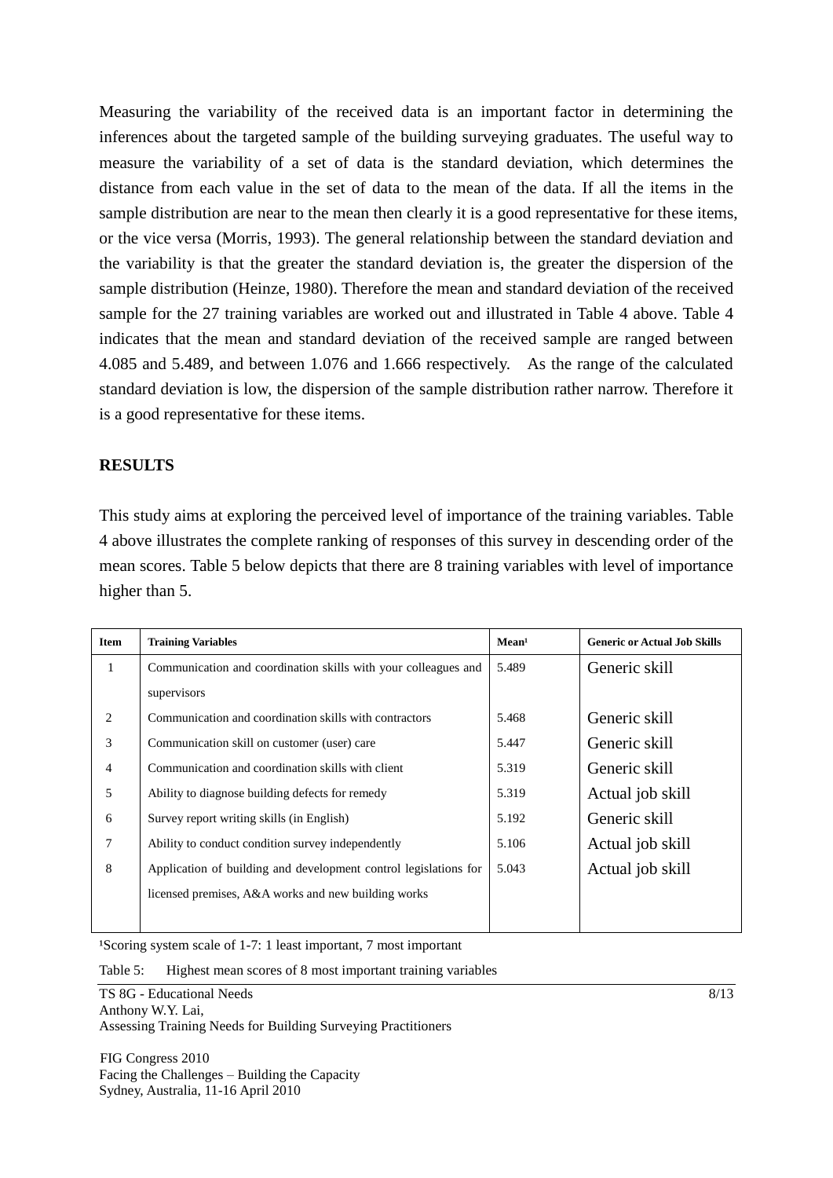Measuring the variability of the received data is an important factor in determining the inferences about the targeted sample of the building surveying graduates. The useful way to measure the variability of a set of data is the standard deviation, which determines the distance from each value in the set of data to the mean of the data. If all the items in the sample distribution are near to the mean then clearly it is a good representative for these items, or the vice versa (Morris, 1993). The general relationship between the standard deviation and the variability is that the greater the standard deviation is, the greater the dispersion of the sample distribution (Heinze, 1980). Therefore the mean and standard deviation of the received sample for the 27 training variables are worked out and illustrated in Table 4 above. Table 4 indicates that the mean and standard deviation of the received sample are ranged between 4.085 and 5.489, and between 1.076 and 1.666 respectively. As the range of the calculated standard deviation is low, the dispersion of the sample distribution rather narrow. Therefore it is a good representative for these items.

## RESULTS

This study aims at exploring the perceived level of importance of the training variables. Table 4 above illustrates the complete ranking of responses of this survey in descending order of the mean scores. Table 5 below depicts that there are 8 training variables with level of importance higher than 5.

| Item | Training Variables | Mean[1] | Generic or Actual Job Skills |
|---|---|---|---|
| 1 | Communication and coordination skills with your colleagues and supervisors | 5.489 | Generic skill |
| 2 | Communication and coordination skills with contractors | 5.468 | Generic skill |
| 3 | Communication skill on customer (user) care | 5.447 | Generic skill |
| 4 | Communication and coordination skills with client | 5.319 | Generic skill |
| 5 | Ability to diagnose building defects for remedy | 5.319 | Actual job skill |
| 6 | Survey report writing skills (in English) | 5.192 | Generic skill |
| 7 | Ability to conduct condition survey independently | 5.106 | Actual job skill |
| 8 | Application of building and development control legislations for licensed premises, A&A works and new building works | 5.043 | Actual job skill |

[1]Scoring system scale of 1-7: 1 least important, 7 most important

Table 5: Highest mean scores of 8 most important training variables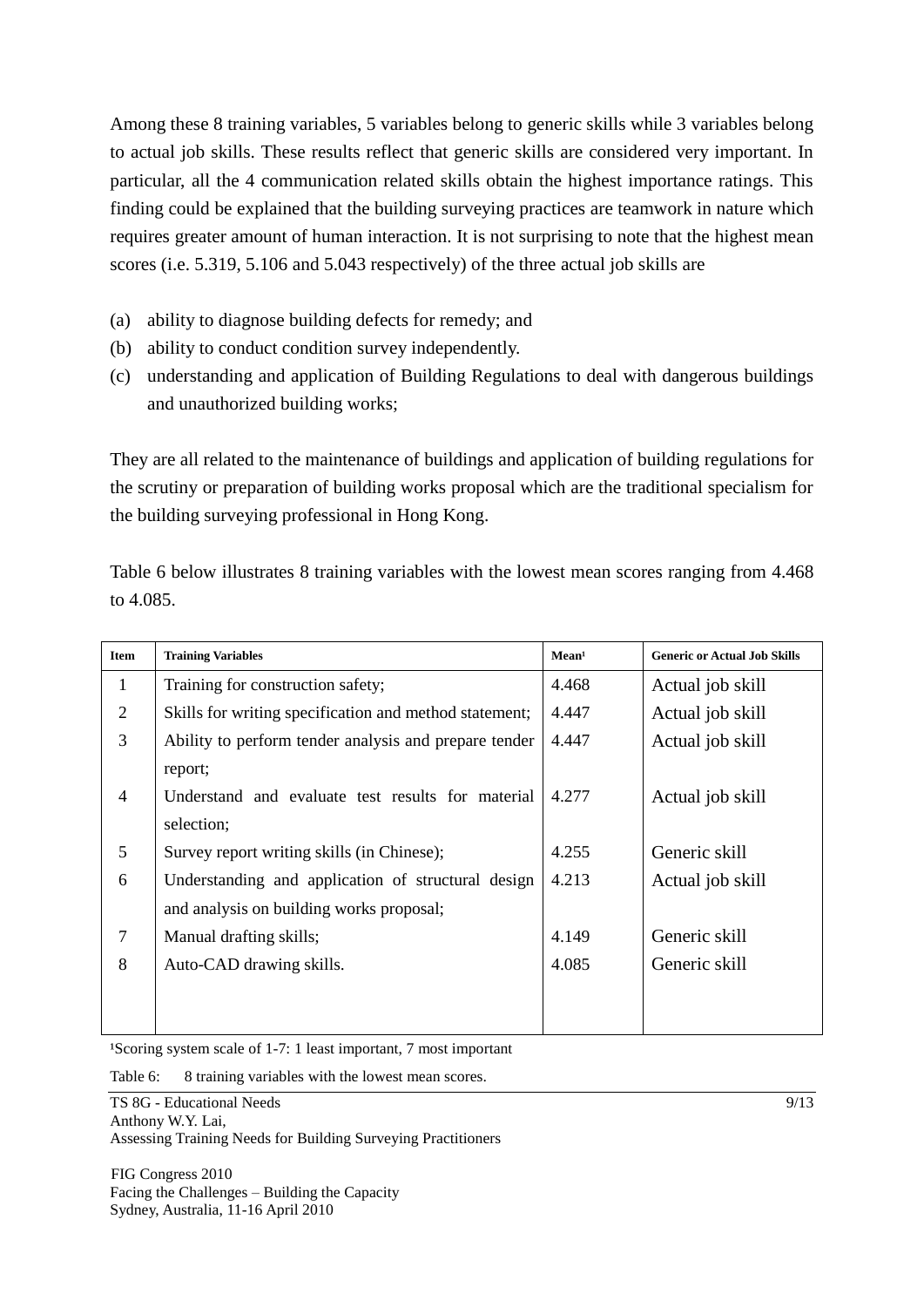Among these 8 training variables, 5 variables belong to generic skills while 3 variables belong to actual job skills. These results reflect that generic skills are considered very important. In particular, all the 4 communication related skills obtain the highest importance ratings. This finding could be explained that the building surveying practices are teamwork in nature which requires greater amount of human interaction. It is not surprising to note that the highest mean scores (i.e. 5.319, 5.106 and 5.043 respectively) of the three actual job skills are

(a) ability to diagnose building defects for remedy; and
(b) ability to conduct condition survey independently.
(c) understanding and application of Building Regulations to deal with dangerous buildings and unauthorized building works;

They are all related to the maintenance of buildings and application of building regulations for the scrutiny or preparation of building works proposal which are the traditional specialism for the building surveying professional in Hong Kong.

Table 6 below illustrates 8 training variables with the lowest mean scores ranging from 4.468 to 4.085.

| Item | Training Variables | Mean[1] | Generic or Actual Job Skills |
|---|---|---|---|
| 1 | Training for construction safety; | 4.468 | Actual job skill |
| 2 | Skills for writing specification and method statement; | 4.447 | Actual job skill |
| 3 | Ability to perform tender analysis and prepare tender report; | 4.447 | Actual job skill |
| 4 | Understand and evaluate test results for material selection; | 4.277 | Actual job skill |
| 5 | Survey report writing skills (in Chinese); | 4.255 | Generic skill |
| 6 | Understanding and application of structural design and analysis on building works proposal; | 4.213 | Actual job skill |
| 7 | Manual drafting skills; | 4.149 | Generic skill |
| 8 | Auto-CAD drawing skills. | 4.085 | Generic skill |

[1]Scoring system scale of 1-7: 1 least important, 7 most important

Table 6: 8 training variables with the lowest mean scores.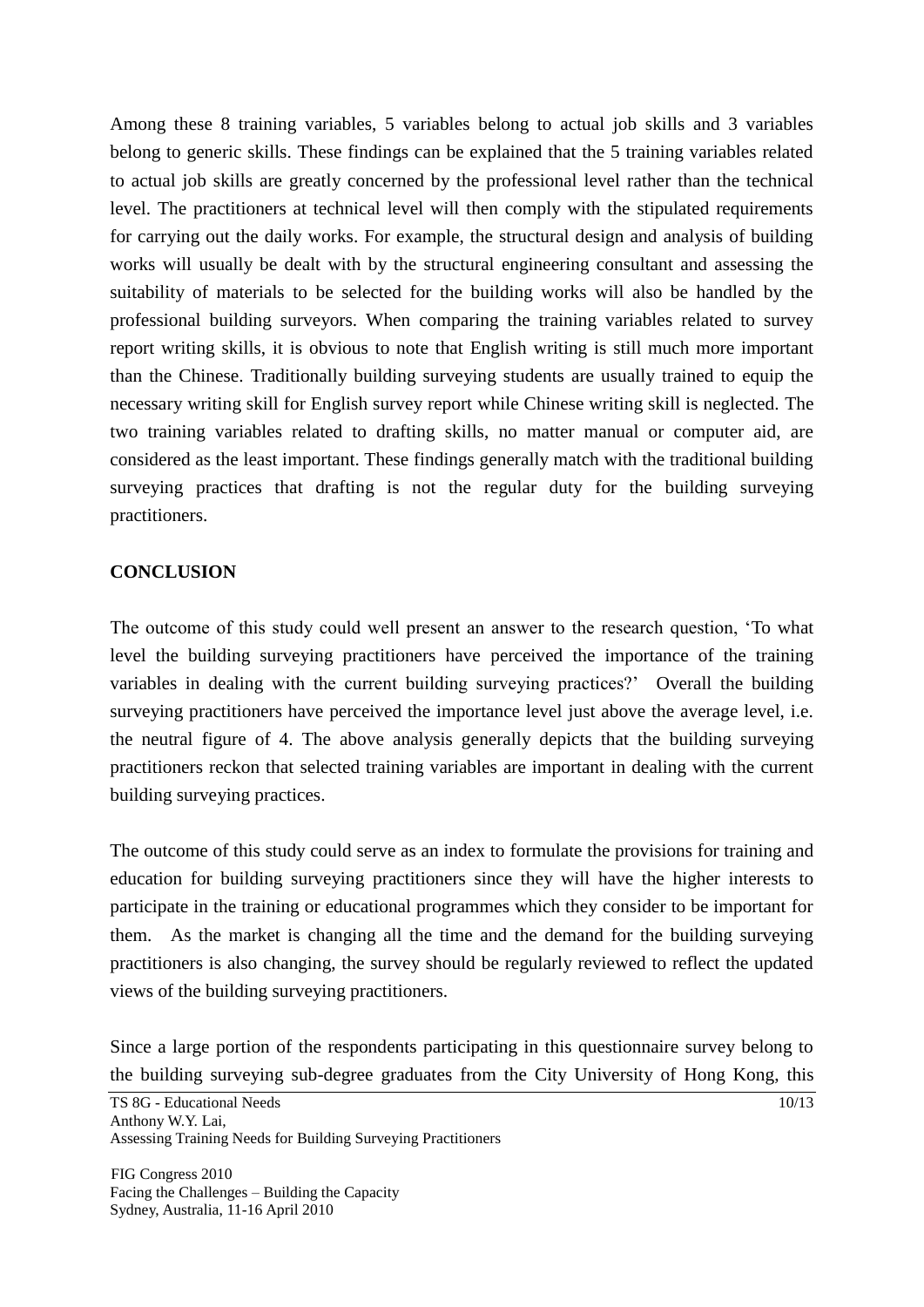Among these 8 training variables, 5 variables belong to actual job skills and 3 variables belong to generic skills. These findings can be explained that the 5 training variables related to actual job skills are greatly concerned by the professional level rather than the technical level. The practitioners at technical level will then comply with the stipulated requirements for carrying out the daily works. For example, the structural design and analysis of building works will usually be dealt with by the structural engineering consultant and assessing the suitability of materials to be selected for the building works will also be handled by the professional building surveyors. When comparing the training variables related to survey report writing skills, it is obvious to note that English writing is still much more important than the Chinese. Traditionally building surveying students are usually trained to equip the necessary writing skill for English survey report while Chinese writing skill is neglected. The two training variables related to drafting skills, no matter manual or computer aid, are considered as the least important. These findings generally match with the traditional building surveying practices that drafting is not the regular duty for the building surveying practitioners.

## CONCLUSION

The outcome of this study could well present an answer to the research question, 'To what level the building surveying practitioners have perceived the importance of the training variables in dealing with the current building surveying practices?' Overall the building surveying practitioners have perceived the importance level just above the average level, i.e. the neutral figure of 4. The above analysis generally depicts that the building surveying practitioners reckon that selected training variables are important in dealing with the current building surveying practices.

The outcome of this study could serve as an index to formulate the provisions for training and education for building surveying practitioners since they will have the higher interests to participate in the training or educational programmes which they consider to be important for them. As the market is changing all the time and the demand for the building surveying practitioners is also changing, the survey should be regularly reviewed to reflect the updated views of the building surveying practitioners.

Since a large portion of the respondents participating in this questionnaire survey belong to the building surveying sub-degree graduates from the City University of Hong Kong, this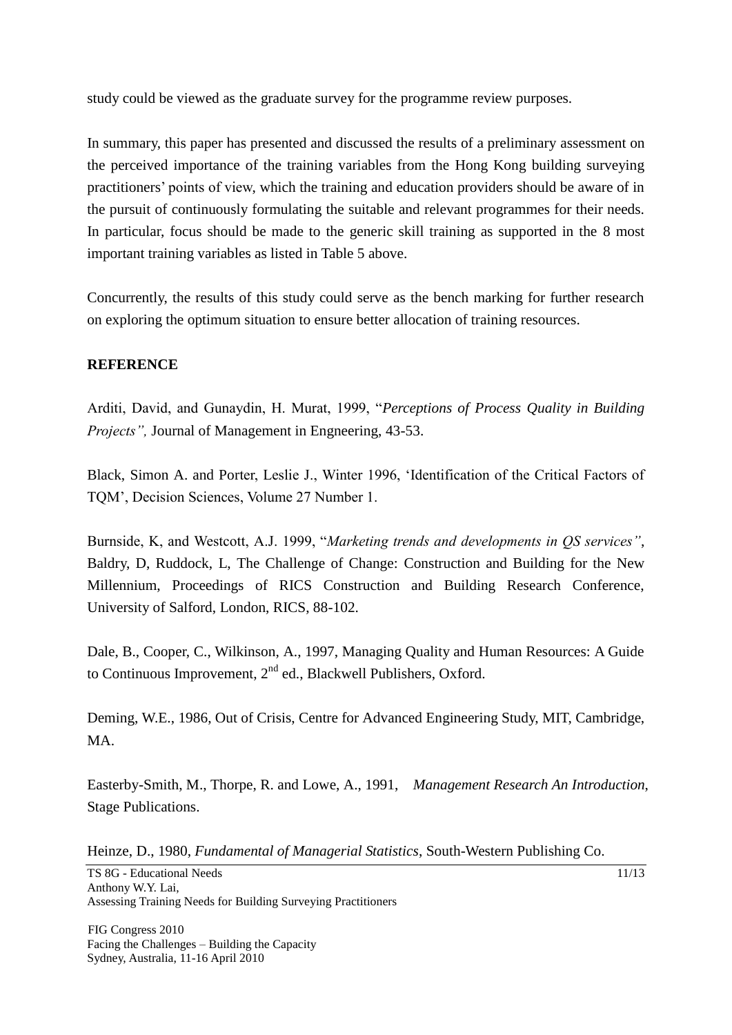study could be viewed as the graduate survey for the programme review purposes.

In summary, this paper has presented and discussed the results of a preliminary assessment on the perceived importance of the training variables from the Hong Kong building surveying practitioners' points of view, which the training and education providers should be aware of in the pursuit of continuously formulating the suitable and relevant programmes for their needs. In particular, focus should be made to the generic skill training as supported in the 8 most important training variables as listed in Table 5 above.

Concurrently, the results of this study could serve as the bench marking for further research on exploring the optimum situation to ensure better allocation of training resources.

**REFERENCE**

Arditi, David, and Gunaydin, H. Murat, 1999, "*Perceptions of Process Quality in Building Projects",* Journal of Management in Engneering, 43-53.

Black, Simon A. and Porter, Leslie J., Winter 1996, 'Identification of the Critical Factors of TQM', Decision Sciences, Volume 27 Number 1.

Burnside, K, and Westcott, A.J. 1999, "*Marketing trends and developments in QS services"*, Baldry, D, Ruddock, L, The Challenge of Change: Construction and Building for the New Millennium, Proceedings of RICS Construction and Building Research Conference, University of Salford, London, RICS, 88-102.

Dale, B., Cooper, C., Wilkinson, A., 1997, Managing Quality and Human Resources: A Guide to Continuous Improvement, 2nd ed., Blackwell Publishers, Oxford.

Deming, W.E., 1986, Out of Crisis, Centre for Advanced Engineering Study, MIT, Cambridge, MA.

Easterby-Smith, M., Thorpe, R. and Lowe, A., 1991, *Management Research An Introduction*, Stage Publications.

Heinze, D., 1980, *Fundamental of Managerial Statistics*, South-Western Publishing Co.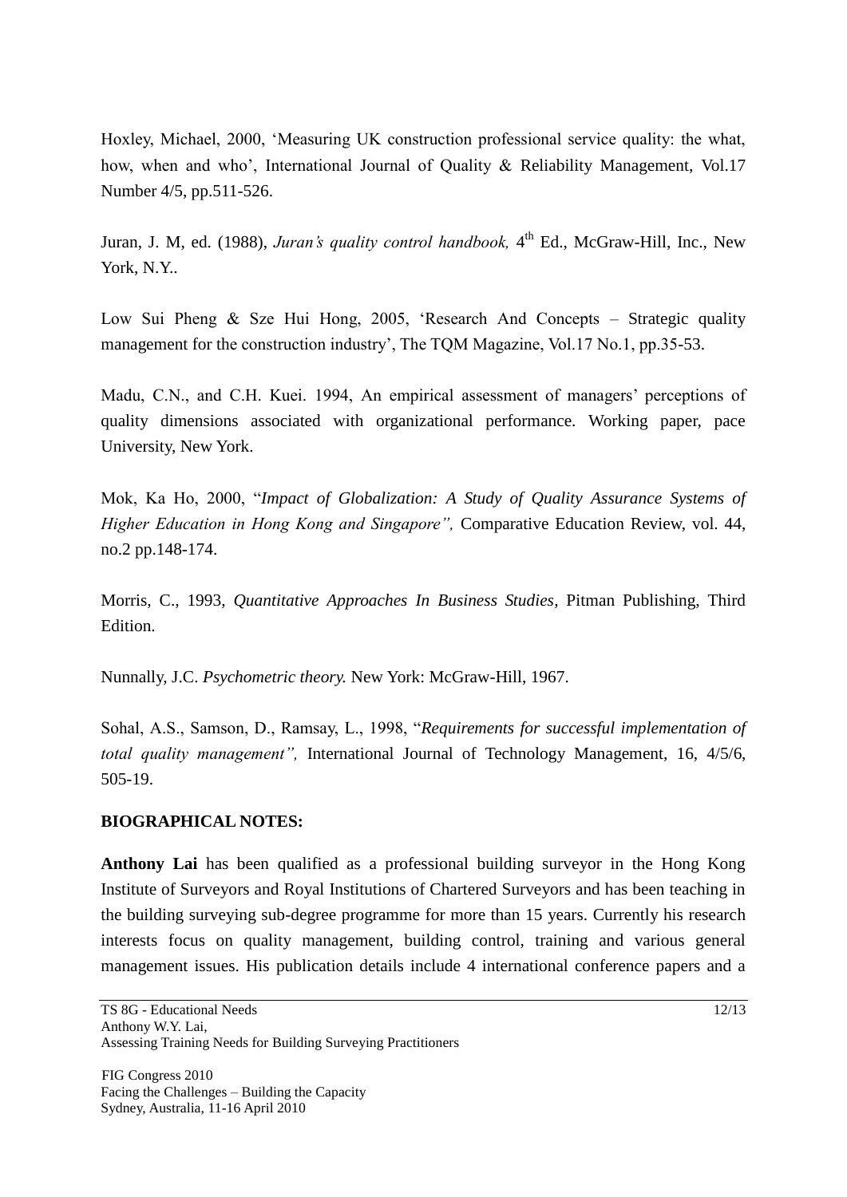Hoxley, Michael, 2000, 'Measuring UK construction professional service quality: the what, how, when and who', International Journal of Quality & Reliability Management, Vol.17 Number 4/5, pp.511-526.

Juran, J. M, ed. (1988), *Juran's quality control handbook,* 4th Ed., McGraw-Hill, Inc., New York, N.Y..

Low Sui Pheng & Sze Hui Hong, 2005, 'Research And Concepts – Strategic quality management for the construction industry', The TQM Magazine, Vol.17 No.1, pp.35-53.

Madu, C.N., and C.H. Kuei. 1994, An empirical assessment of managers' perceptions of quality dimensions associated with organizational performance. Working paper, pace University, New York.

Mok, Ka Ho, 2000, "*Impact of Globalization: A Study of Quality Assurance Systems of Higher Education in Hong Kong and Singapore",* Comparative Education Review, vol. 44, no.2 pp.148-174.

Morris, C., 1993, *Quantitative Approaches In Business Studies*, Pitman Publishing, Third Edition.

Nunnally, J.C. *Psychometric theory.* New York: McGraw-Hill, 1967.

Sohal, A.S., Samson, D., Ramsay, L., 1998, "*Requirements for successful implementation of total quality management",* International Journal of Technology Management, 16, 4/5/6, 505-19.

**BIOGRAPHICAL NOTES:**

**Anthony Lai** has been qualified as a professional building surveyor in the Hong Kong Institute of Surveyors and Royal Institutions of Chartered Surveyors and has been teaching in the building surveying sub-degree programme for more than 15 years. Currently his research interests focus on quality management, building control, training and various general management issues. His publication details include 4 international conference papers and a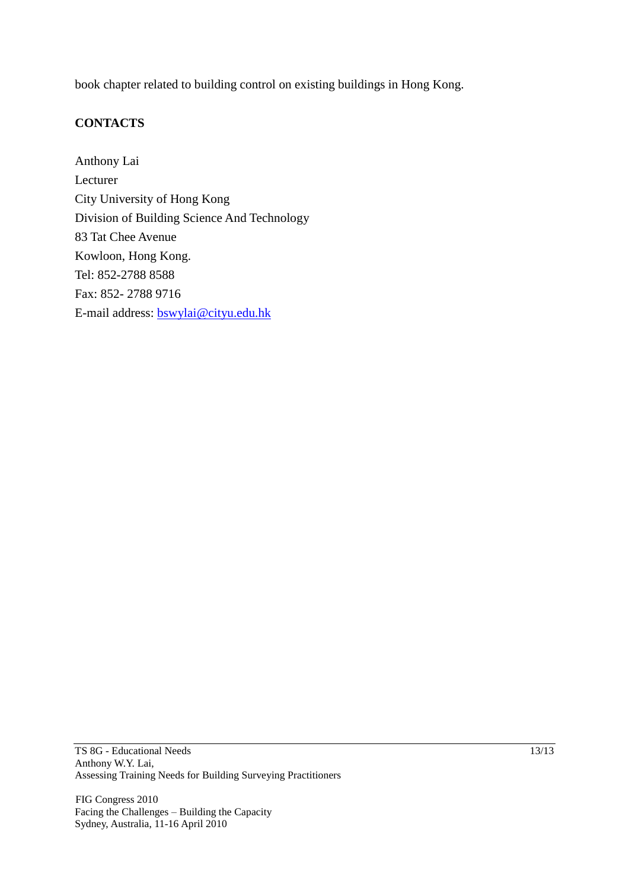book chapter related to building control on existing buildings in Hong Kong.

## CONTACTS

Anthony Lai
Lecturer
City University of Hong Kong
Division of Building Science And Technology
83 Tat Chee Avenue
Kowloon, Hong Kong.
Tel: 852-2788 8588
Fax: 852- 2788 9716
E-mail address: bswylai@cityu.edu.hk